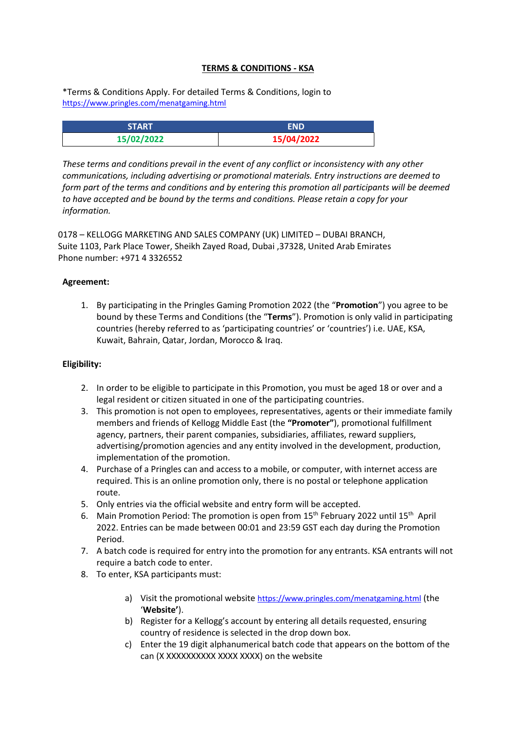# TERMS & CONDITIONS - KSA

*Terms & Conditions Apply. For detailed Terms & Conditions, login to https://www.pringles.com/menatgaming.html

| START | END |
|---|---|
| 15/02/2022 | 15/04/2022 |

*These terms and conditions prevail in the event of any conflict or inconsistency with any other communications, including advertising or promotional materials. Entry instructions are deemed to form part of the terms and conditions and by entering this promotion all participants will be deemed to have accepted and be bound by the terms and conditions. Please retain a copy for your information.*

0178 – KELLOGG MARKETING AND SALES COMPANY (UK) LIMITED – DUBAI BRANCH,
Suite 1103, Park Place Tower, Sheikh Zayed Road, Dubai ,37328, United Arab Emirates
Phone number: +971 4 3326552

**Agreement:**

1. By participating in the Pringles Gaming Promotion 2022 (the "**Promotion**") you agree to be bound by these Terms and Conditions (the "**Terms**"). Promotion is only valid in participating countries (hereby referred to as 'participating countries' or 'countries') i.e. UAE, KSA, Kuwait, Bahrain, Qatar, Jordan, Morocco & Iraq.

**Eligibility:**

2. In order to be eligible to participate in this Promotion, you must be aged 18 or over and a legal resident or citizen situated in one of the participating countries.
3. This promotion is not open to employees, representatives, agents or their immediate family members and friends of Kellogg Middle East (the **"Promoter"**), promotional fulfillment agency, partners, their parent companies, subsidiaries, affiliates, reward suppliers, advertising/promotion agencies and any entity involved in the development, production, implementation of the promotion.
4. Purchase of a Pringles can and access to a mobile, or computer, with internet access are required. This is an online promotion only, there is no postal or telephone application route.
5. Only entries via the official website and entry form will be accepted.
6. Main Promotion Period: The promotion is open from 15th February 2022 until 15th April 2022. Entries can be made between 00:01 and 23:59 GST each day during the Promotion Period.
7. A batch code is required for entry into the promotion for any entrants. KSA entrants will not require a batch code to enter.
8. To enter, KSA participants must:

   a) Visit the promotional website https://www.pringles.com/menatgaming.html (the '**Website'**).
   b) Register for a Kellogg's account by entering all details requested, ensuring country of residence is selected in the drop down box.
   c) Enter the 19 digit alphanumerical batch code that appears on the bottom of the can (X XXXXXXXXXX XXXX XXXX) on the website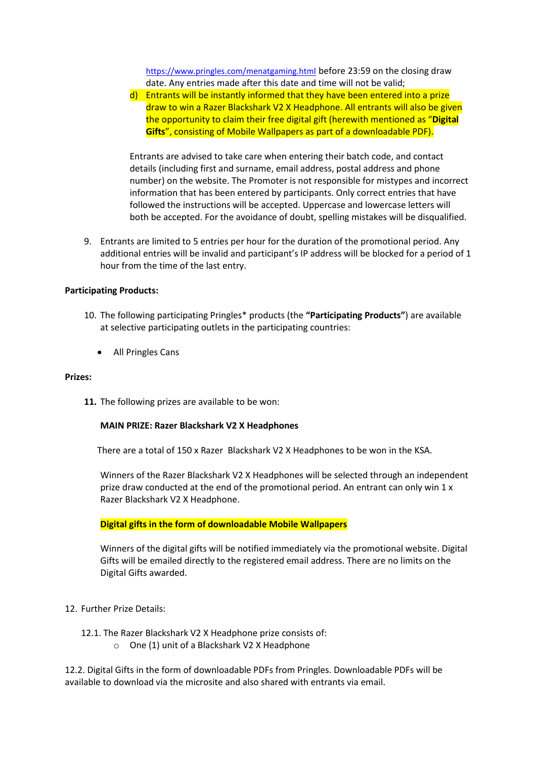https://www.pringles.com/menatgaming.html before 23:59 on the closing draw date. Any entries made after this date and time will not be valid;

d) Entrants will be instantly informed that they have been entered into a prize draw to win a Razer Blackshark V2 X Headphone. All entrants will also be given the opportunity to claim their free digital gift (herewith mentioned as "**Digital Gifts**", consisting of Mobile Wallpapers as part of a downloadable PDF).

Entrants are advised to take care when entering their batch code, and contact details (including first and surname, email address, postal address and phone number) on the website. The Promoter is not responsible for mistypes and incorrect information that has been entered by participants. Only correct entries that have followed the instructions will be accepted. Uppercase and lowercase letters will both be accepted. For the avoidance of doubt, spelling mistakes will be disqualified.

9. Entrants are limited to 5 entries per hour for the duration of the promotional period. Any additional entries will be invalid and participant's IP address will be blocked for a period of 1 hour from the time of the last entry.

**Participating Products:**

10. The following participating Pringles* products (the **"Participating Products"**) are available at selective participating outlets in the participating countries:

- All Pringles Cans

**Prizes:**

**11.** The following prizes are available to be won:

**MAIN PRIZE: Razer Blackshark V2 X Headphones**

There are a total of 150 x Razer Blackshark V2 X Headphones to be won in the KSA.

Winners of the Razer Blackshark V2 X Headphones will be selected through an independent prize draw conducted at the end of the promotional period. An entrant can only win 1 x Razer Blackshark V2 X Headphone.

**Digital gifts in the form of downloadable Mobile Wallpapers**

Winners of the digital gifts will be notified immediately via the promotional website. Digital Gifts will be emailed directly to the registered email address. There are no limits on the Digital Gifts awarded.

12. Further Prize Details:

12.1. The Razer Blackshark V2 X Headphone prize consists of:
  - One (1) unit of a Blackshark V2 X Headphone

12.2. Digital Gifts in the form of downloadable PDFs from Pringles. Downloadable PDFs will be available to download via the microsite and also shared with entrants via email.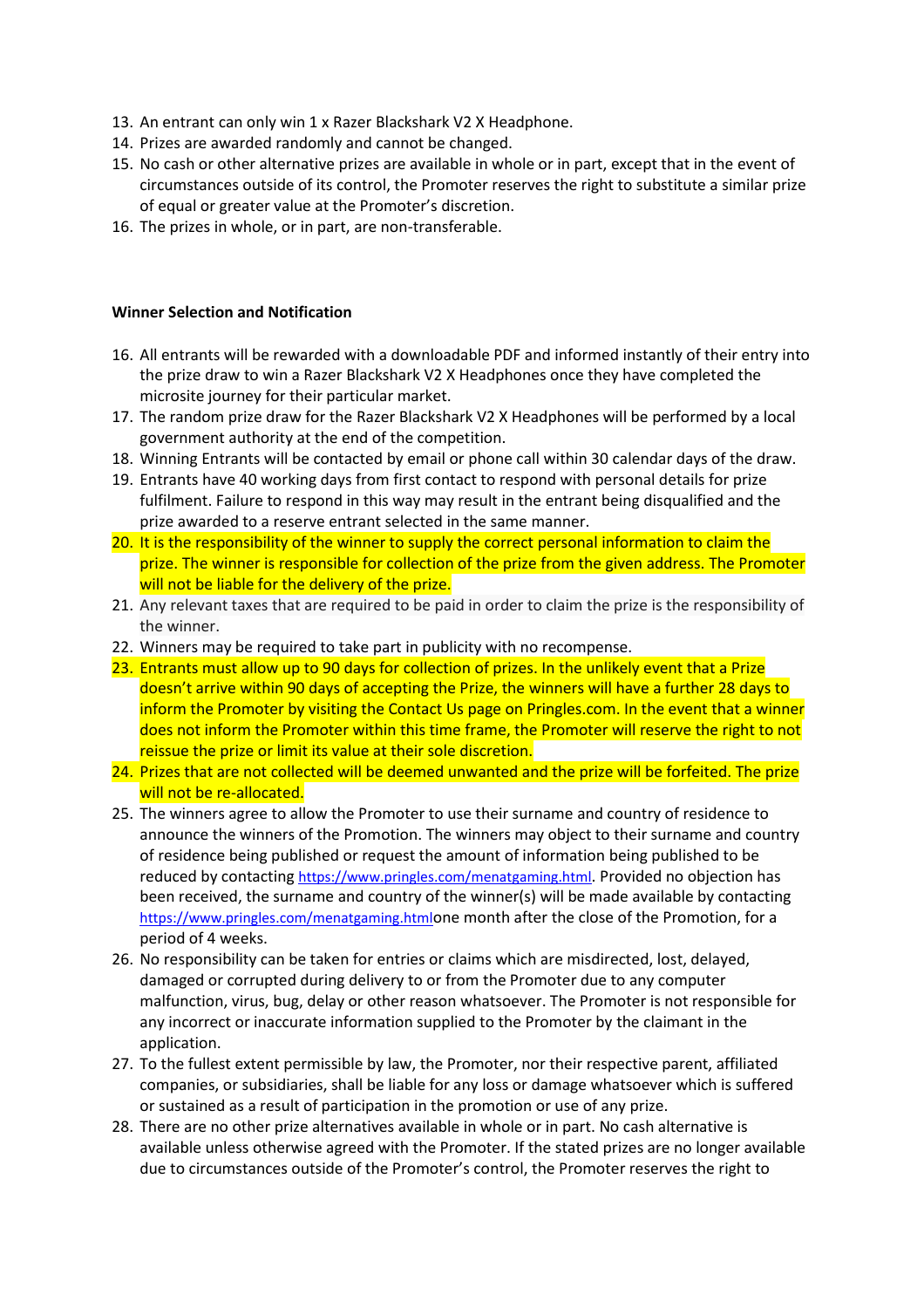13. An entrant can only win 1 x Razer Blackshark V2 X Headphone.
14. Prizes are awarded randomly and cannot be changed.
15. No cash or other alternative prizes are available in whole or in part, except that in the event of circumstances outside of its control, the Promoter reserves the right to substitute a similar prize of equal or greater value at the Promoter's discretion.
16. The prizes in whole, or in part, are non-transferable.

**Winner Selection and Notification**

16. All entrants will be rewarded with a downloadable PDF and informed instantly of their entry into the prize draw to win a Razer Blackshark V2 X Headphones once they have completed the microsite journey for their particular market.
17. The random prize draw for the Razer Blackshark V2 X Headphones will be performed by a local government authority at the end of the competition.
18. Winning Entrants will be contacted by email or phone call within 30 calendar days of the draw.
19. Entrants have 40 working days from first contact to respond with personal details for prize fulfilment. Failure to respond in this way may result in the entrant being disqualified and the prize awarded to a reserve entrant selected in the same manner.
20. It is the responsibility of the winner to supply the correct personal information to claim the prize. The winner is responsible for collection of the prize from the given address. The Promoter will not be liable for the delivery of the prize.
21. Any relevant taxes that are required to be paid in order to claim the prize is the responsibility of the winner.
22. Winners may be required to take part in publicity with no recompense.
23. Entrants must allow up to 90 days for collection of prizes. In the unlikely event that a Prize doesn't arrive within 90 days of accepting the Prize, the winners will have a further 28 days to inform the Promoter by visiting the Contact Us page on Pringles.com. In the event that a winner does not inform the Promoter within this time frame, the Promoter will reserve the right to not reissue the prize or limit its value at their sole discretion.
24. Prizes that are not collected will be deemed unwanted and the prize will be forfeited. The prize will not be re-allocated.
25. The winners agree to allow the Promoter to use their surname and country of residence to announce the winners of the Promotion. The winners may object to their surname and country of residence being published or request the amount of information being published to be reduced by contacting https://www.pringles.com/menatgaming.html. Provided no objection has been received, the surname and country of the winner(s) will be made available by contacting https://www.pringles.com/menatgaming.htmlone month after the close of the Promotion, for a period of 4 weeks.
26. No responsibility can be taken for entries or claims which are misdirected, lost, delayed, damaged or corrupted during delivery to or from the Promoter due to any computer malfunction, virus, bug, delay or other reason whatsoever. The Promoter is not responsible for any incorrect or inaccurate information supplied to the Promoter by the claimant in the application.
27. To the fullest extent permissible by law, the Promoter, nor their respective parent, affiliated companies, or subsidiaries, shall be liable for any loss or damage whatsoever which is suffered or sustained as a result of participation in the promotion or use of any prize.
28. There are no other prize alternatives available in whole or in part. No cash alternative is available unless otherwise agreed with the Promoter. If the stated prizes are no longer available due to circumstances outside of the Promoter's control, the Promoter reserves the right to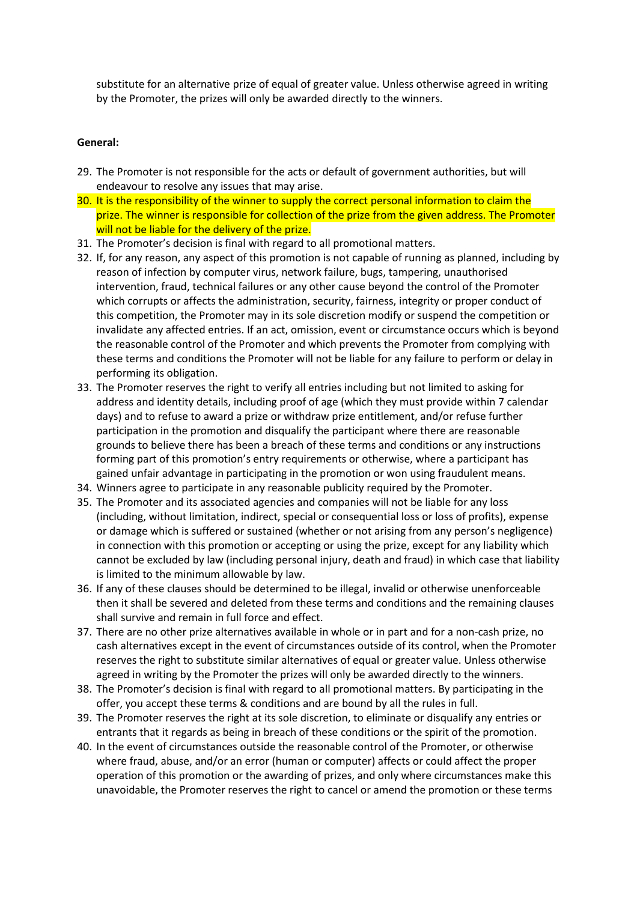substitute for an alternative prize of equal of greater value. Unless otherwise agreed in writing by the Promoter, the prizes will only be awarded directly to the winners.

**General:**

29. The Promoter is not responsible for the acts or default of government authorities, but will endeavour to resolve any issues that may arise.
30. It is the responsibility of the winner to supply the correct personal information to claim the prize. The winner is responsible for collection of the prize from the given address. The Promoter will not be liable for the delivery of the prize.
31. The Promoter's decision is final with regard to all promotional matters.
32. If, for any reason, any aspect of this promotion is not capable of running as planned, including by reason of infection by computer virus, network failure, bugs, tampering, unauthorised intervention, fraud, technical failures or any other cause beyond the control of the Promoter which corrupts or affects the administration, security, fairness, integrity or proper conduct of this competition, the Promoter may in its sole discretion modify or suspend the competition or invalidate any affected entries. If an act, omission, event or circumstance occurs which is beyond the reasonable control of the Promoter and which prevents the Promoter from complying with these terms and conditions the Promoter will not be liable for any failure to perform or delay in performing its obligation.
33. The Promoter reserves the right to verify all entries including but not limited to asking for address and identity details, including proof of age (which they must provide within 7 calendar days) and to refuse to award a prize or withdraw prize entitlement, and/or refuse further participation in the promotion and disqualify the participant where there are reasonable grounds to believe there has been a breach of these terms and conditions or any instructions forming part of this promotion's entry requirements or otherwise, where a participant has gained unfair advantage in participating in the promotion or won using fraudulent means.
34. Winners agree to participate in any reasonable publicity required by the Promoter.
35. The Promoter and its associated agencies and companies will not be liable for any loss (including, without limitation, indirect, special or consequential loss or loss of profits), expense or damage which is suffered or sustained (whether or not arising from any person's negligence) in connection with this promotion or accepting or using the prize, except for any liability which cannot be excluded by law (including personal injury, death and fraud) in which case that liability is limited to the minimum allowable by law.
36. If any of these clauses should be determined to be illegal, invalid or otherwise unenforceable then it shall be severed and deleted from these terms and conditions and the remaining clauses shall survive and remain in full force and effect.
37. There are no other prize alternatives available in whole or in part and for a non-cash prize, no cash alternatives except in the event of circumstances outside of its control, when the Promoter reserves the right to substitute similar alternatives of equal or greater value. Unless otherwise agreed in writing by the Promoter the prizes will only be awarded directly to the winners.
38. The Promoter's decision is final with regard to all promotional matters. By participating in the offer, you accept these terms & conditions and are bound by all the rules in full.
39. The Promoter reserves the right at its sole discretion, to eliminate or disqualify any entries or entrants that it regards as being in breach of these conditions or the spirit of the promotion.
40. In the event of circumstances outside the reasonable control of the Promoter, or otherwise where fraud, abuse, and/or an error (human or computer) affects or could affect the proper operation of this promotion or the awarding of prizes, and only where circumstances make this unavoidable, the Promoter reserves the right to cancel or amend the promotion or these terms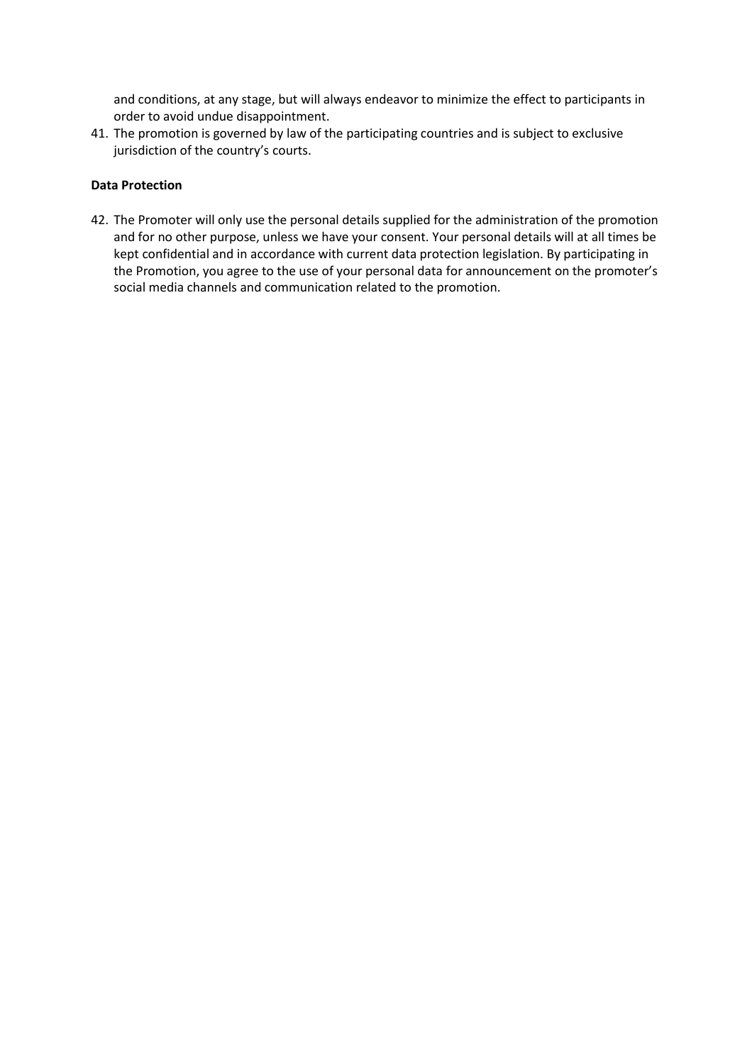and conditions, at any stage, but will always endeavor to minimize the effect to participants in order to avoid undue disappointment.

41. The promotion is governed by law of the participating countries and is subject to exclusive jurisdiction of the country's courts.

**Data Protection**

42. The Promoter will only use the personal details supplied for the administration of the promotion and for no other purpose, unless we have your consent. Your personal details will at all times be kept confidential and in accordance with current data protection legislation. By participating in the Promotion, you agree to the use of your personal data for announcement on the promoter's social media channels and communication related to the promotion.